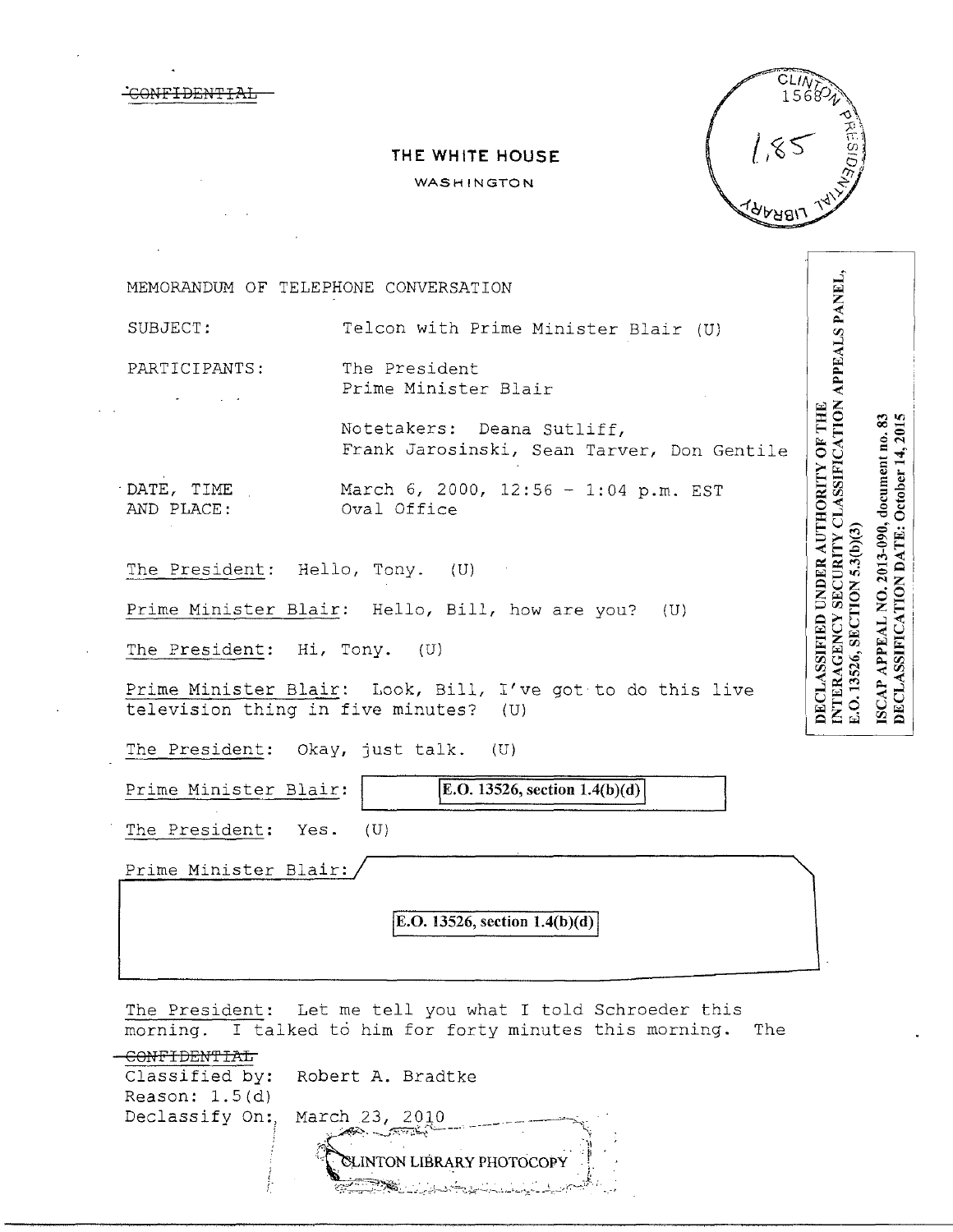~~CONFIDENTIAL~~

# THE WHITE HOUSE

WASHINGTON

CLINTON PRESIDENTIAL LIBRARY 1568 1.85

DECLASSIFIED UNDER AUTHORITY OF THE INTERAGENCY SECURITY CLASSIFICATION APPEALS PANEL, E.O. 13526, SECTION 5.3(b)(3)

ISCAP APPEAL NO. 2013-090, document no. 83
DECLASSIFICATION DATE: October 14, 2015

MEMORANDUM OF TELEPHONE CONVERSATION

SUBJECT: Telcon with Prime Minister Blair (U)

PARTICIPANTS: The President
Prime Minister Blair

Notetakers: Deana Sutliff, Frank Jarosinski, Sean Tarver, Don Gentile

DATE, TIME AND PLACE: March 6, 2000, 12:56 - 1:04 p.m. EST
Oval Office

The President: Hello, Tony. (U)

Prime Minister Blair: Hello, Bill, how are you? (U)

The President: Hi, Tony. (U)

Prime Minister Blair: Look, Bill, I've got to do this live television thing in five minutes? (U)

The President: Okay, just talk. (U)

Prime Minister Blair: [E.O. 13526, section 1.4(b)(d)]

The President: Yes. (U)

Prime Minister Blair: [E.O. 13526, section 1.4(b)(d)]

The President: Let me tell you what I told Schroeder this morning. I talked to him for forty minutes this morning. The

~~CONFIDENTIAL~~
Classified by: Robert A. Bradtke
Reason: 1.5(d)
Declassify On: March 23, 2010

CLINTON LIBRARY PHOTOCOPY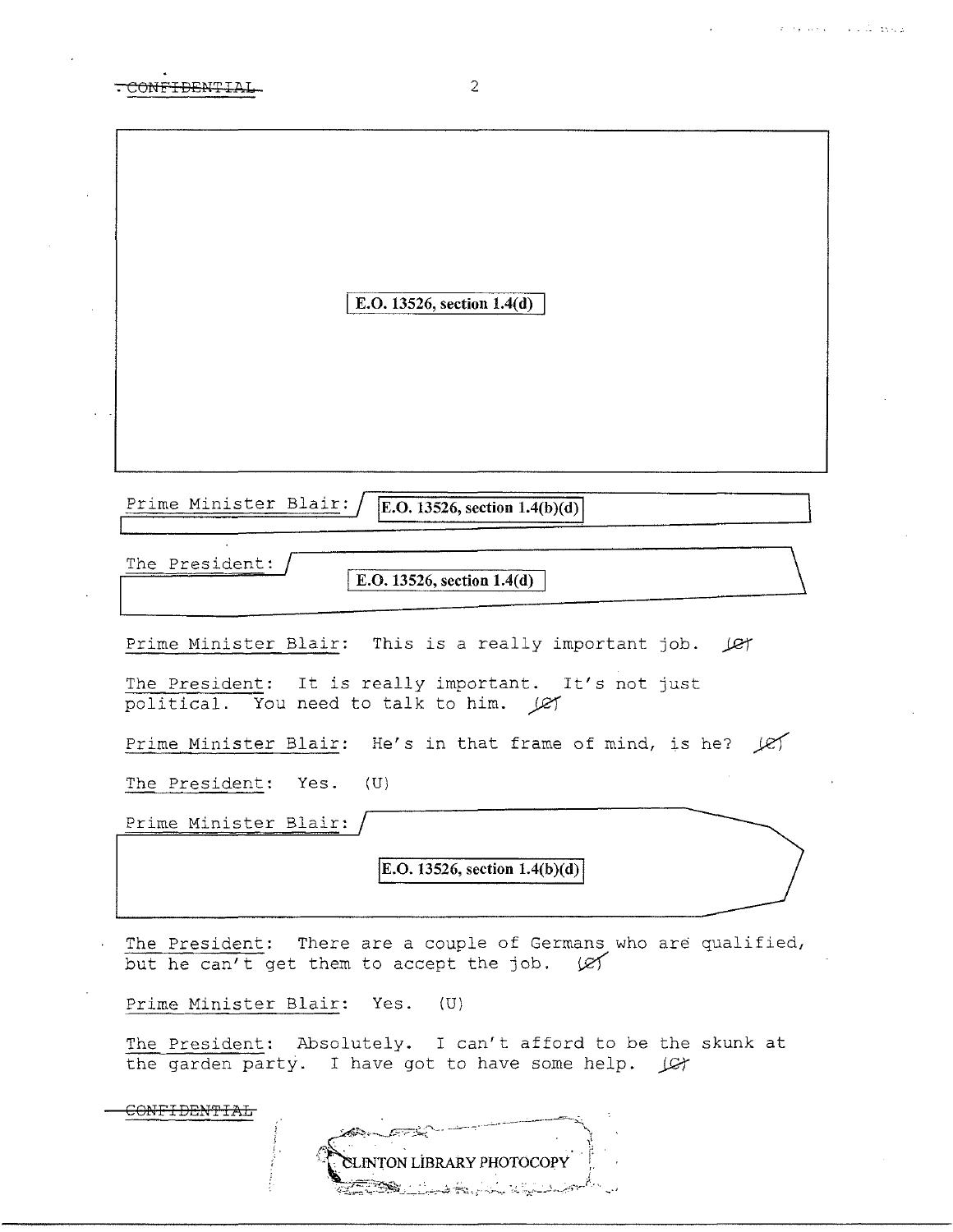CONFIDENTIAL

E.O. 13526, section 1.4(d)

Prime Minister Blair: E.O. 13526, section 1.4(b)(d)

The President: E.O. 13526, section 1.4(d)

Prime Minister Blair: This is a really important job. (C)

The President: It is really important. It's not just political. You need to talk to him. (C)

Prime Minister Blair: He's in that frame of mind, is he? (C)

The President: Yes. (U)

Prime Minister Blair: E.O. 13526, section 1.4(b)(d)

The President: There are a couple of Germans who are qualified, but he can't get them to accept the job. (C)

Prime Minister Blair: Yes. (U)

The President: Absolutely. I can't afford to be the skunk at the garden party. I have got to have some help. (C)

CONFIDENTIAL

CLINTON LIBRARY PHOTOCOPY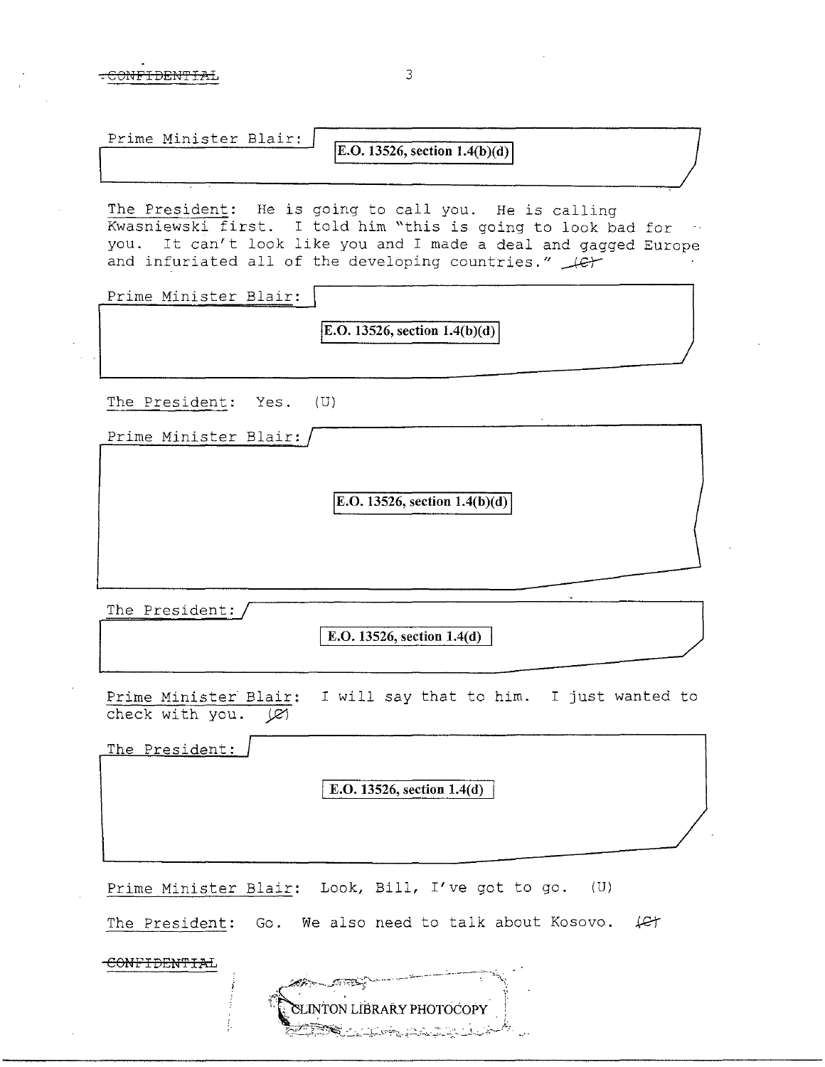Prime Minister Blair: E.O. 13526, section 1.4(b)(d)

The President: He is going to call you. He is calling Kwasniewski first. I told him "this is going to look bad for you. It can't look like you and I made a deal and gagged Europe and infuriated all of the developing countries." (C)

Prime Minister Blair: E.O. 13526, section 1.4(b)(d)

The President: Yes. (U)

Prime Minister Blair: E.O. 13526, section 1.4(b)(d)

The President: E.O. 13526, section 1.4(d)

Prime Minister Blair: I will say that to him. I just wanted to check with you. (C)

The President: E.O. 13526, section 1.4(d)

Prime Minister Blair: Look, Bill, I've got to go. (U)

The President: Go. We also need to talk about Kosovo. (C)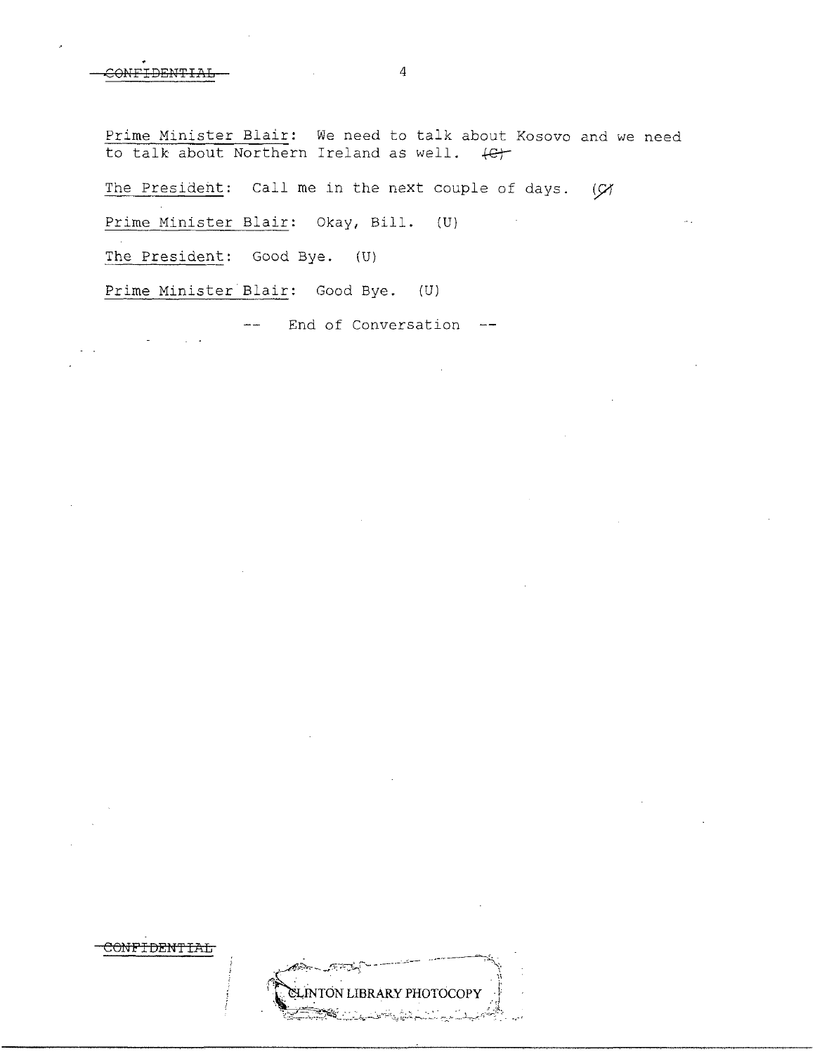Prime Minister Blair: We need to talk about Kosovo and we need to talk about Northern Ireland as well. (C)

The President: Call me in the next couple of days. (C)

Prime Minister Blair: Okay, Bill. (U)

The President: Good Bye. (U)

Prime Minister Blair: Good Bye. (U)

-- End of Conversation --

CLINTON LIBRARY PHOTOCOPY